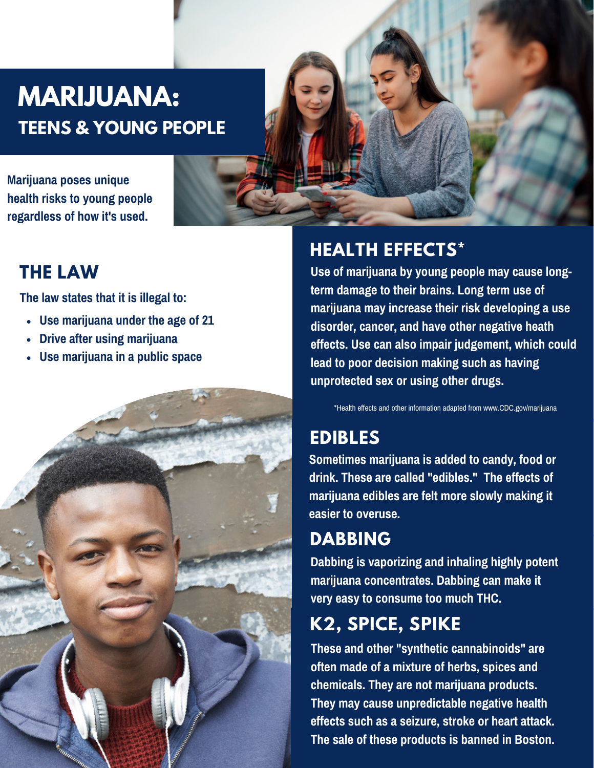# MARIJUANA:
## TEENS & YOUNG PEOPLE

**Marijuana poses unique health risks to young people regardless of how it's used.**

## THE LAW

**The law states that it is illegal to:**

- **Use marijuana under the age of 21**
- **Drive after using marijuana**
- **Use marijuana in a public space**

## HEALTH EFFECTS*

**Use of marijuana by young people may cause long-term damage to their brains. Long term use of marijuana may increase their risk developing a use disorder, cancer, and have other negative heath effects. Use can also impair judgement, which could lead to poor decision making such as having unprotected sex or using other drugs.**

*Health effects and other information adapted from www.CDC.gov/marijuana

## EDIBLES

**Sometimes marijuana is added to candy, food or drink. These are called "edibles." The effects of marijuana edibles are felt more slowly making it easier to overuse.**

## DABBING

**Dabbing is vaporizing and inhaling highly potent marijuana concentrates. Dabbing can make it very easy to consume too much THC.**

## K2, SPICE, SPIKE

**These and other "synthetic cannabinoids" are often made of a mixture of herbs, spices and chemicals. They are not marijuana products. They may cause unpredictable negative health effects such as a seizure, stroke or heart attack. The sale of these products is banned in Boston.**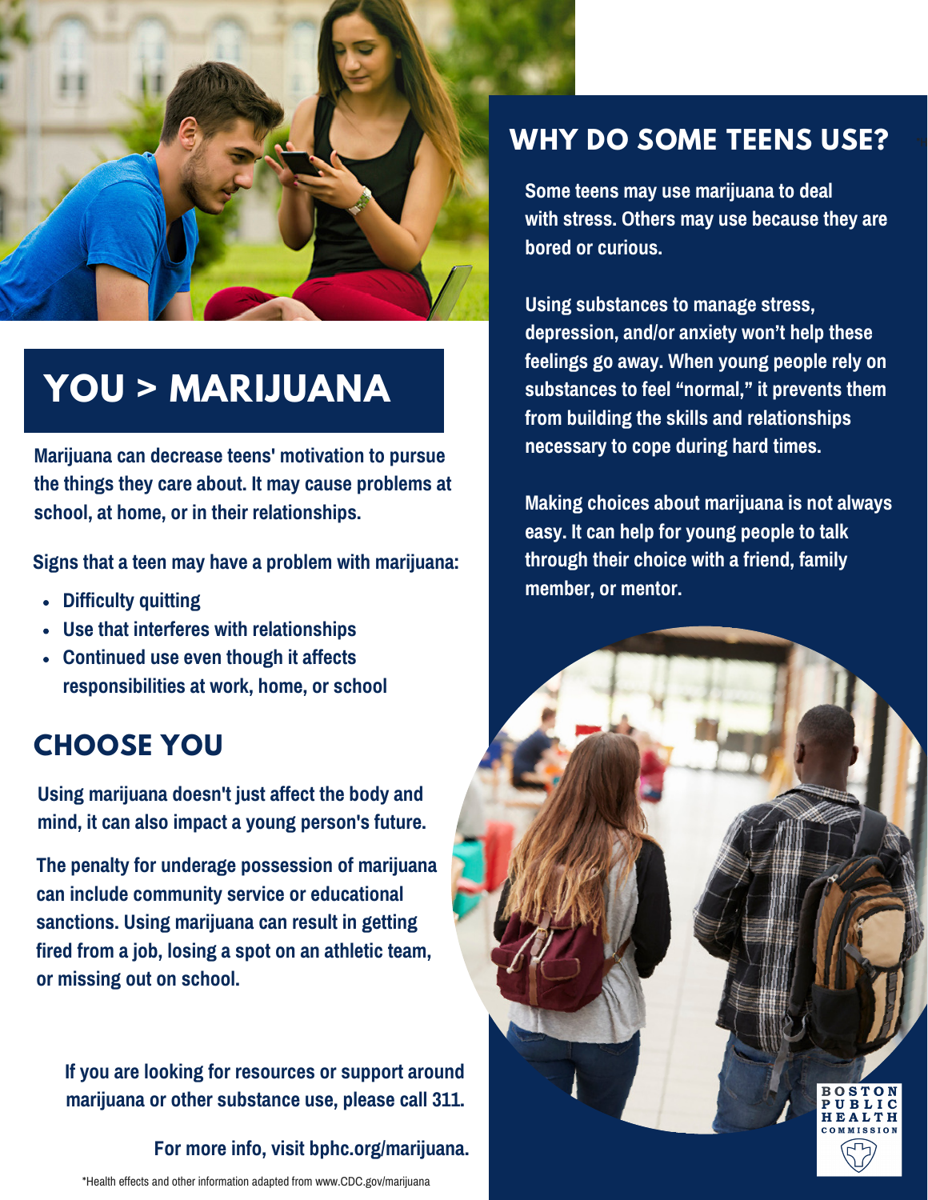# YOU > MARIJUANA

Marijuana can decrease teens' motivation to pursue the things they care about. It may cause problems at school, at home, or in their relationships.

Signs that a teen may have a problem with marijuana:

- Difficulty quitting
- Use that interferes with relationships
- Continued use even though it affects responsibilities at work, home, or school

## CHOOSE YOU

Using marijuana doesn't just affect the body and mind, it can also impact a young person's future.

The penalty for underage possession of marijuana can include community service or educational sanctions. Using marijuana can result in getting fired from a job, losing a spot on an athletic team, or missing out on school.

If you are looking for resources or support around marijuana or other substance use, please call 311.

For more info, visit bphc.org/marijuana.

*Health effects and other information adapted from www.CDC.gov/marijuana

## WHY DO SOME TEENS USE?

Some teens may use marijuana to deal with stress. Others may use because they are bored or curious.

Using substances to manage stress, depression, and/or anxiety won't help these feelings go away. When young people rely on substances to feel "normal," it prevents them from building the skills and relationships necessary to cope during hard times.

Making choices about marijuana is not always easy. It can help for young people to talk through their choice with a friend, family member, or mentor.

BOSTON PUBLIC HEALTH COMMISSION